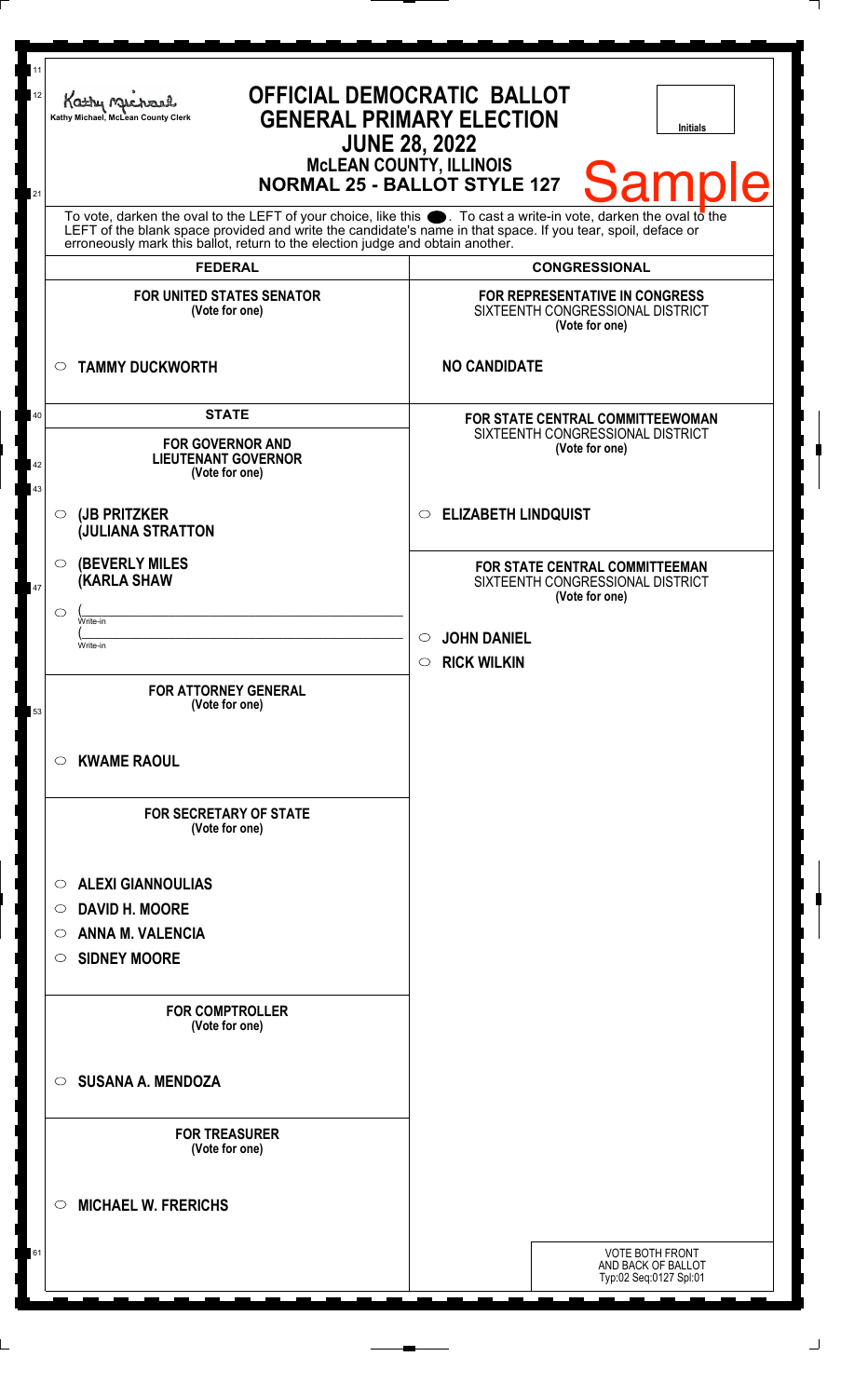Kathy Michael, McLean County Clerk

# OFFICIAL DEMOCRATIC BALLOT
## GENERAL PRIMARY ELECTION
## JUNE 28, 2022
### McLEAN COUNTY, ILLINOIS
### NORMAL 25 - BALLOT STYLE 127

Initials

Sample

To vote, darken the oval to the LEFT of your choice, like this ●. To cast a write-in vote, darken the oval to the LEFT of the blank space provided and write the candidate's name in that space. If you tear, spoil, deface or erroneously mark this ballot, return to the election judge and obtain another.

## FEDERAL

**FOR UNITED STATES SENATOR**
(Vote for one)

- ○ **TAMMY DUCKWORTH**

## STATE

**FOR GOVERNOR AND LIEUTENANT GOVERNOR**
(Vote for one)

- ○ **(JB PRITZKER (JULIANA STRATTON**
- ○ **(BEVERLY MILES (KARLA SHAW**
- ○ (______________ Write-in (______________ Write-in

**FOR ATTORNEY GENERAL**
(Vote for one)

- ○ **KWAME RAOUL**

**FOR SECRETARY OF STATE**
(Vote for one)

- ○ **ALEXI GIANNOULIAS**
- ○ **DAVID H. MOORE**
- ○ **ANNA M. VALENCIA**
- ○ **SIDNEY MOORE**

**FOR COMPTROLLER**
(Vote for one)

- ○ **SUSANA A. MENDOZA**

**FOR TREASURER**
(Vote for one)

- ○ **MICHAEL W. FRERICHS**

## CONGRESSIONAL

**FOR REPRESENTATIVE IN CONGRESS**
SIXTEENTH CONGRESSIONAL DISTRICT
(Vote for one)

**NO CANDIDATE**

**FOR STATE CENTRAL COMMITTEEWOMAN**
SIXTEENTH CONGRESSIONAL DISTRICT
(Vote for one)

- ○ **ELIZABETH LINDQUIST**

**FOR STATE CENTRAL COMMITTEEMAN**
SIXTEENTH CONGRESSIONAL DISTRICT
(Vote for one)

- ○ **JOHN DANIEL**
- ○ **RICK WILKIN**

VOTE BOTH FRONT AND BACK OF BALLOT
Typ:02 Seq:0127 Spl:01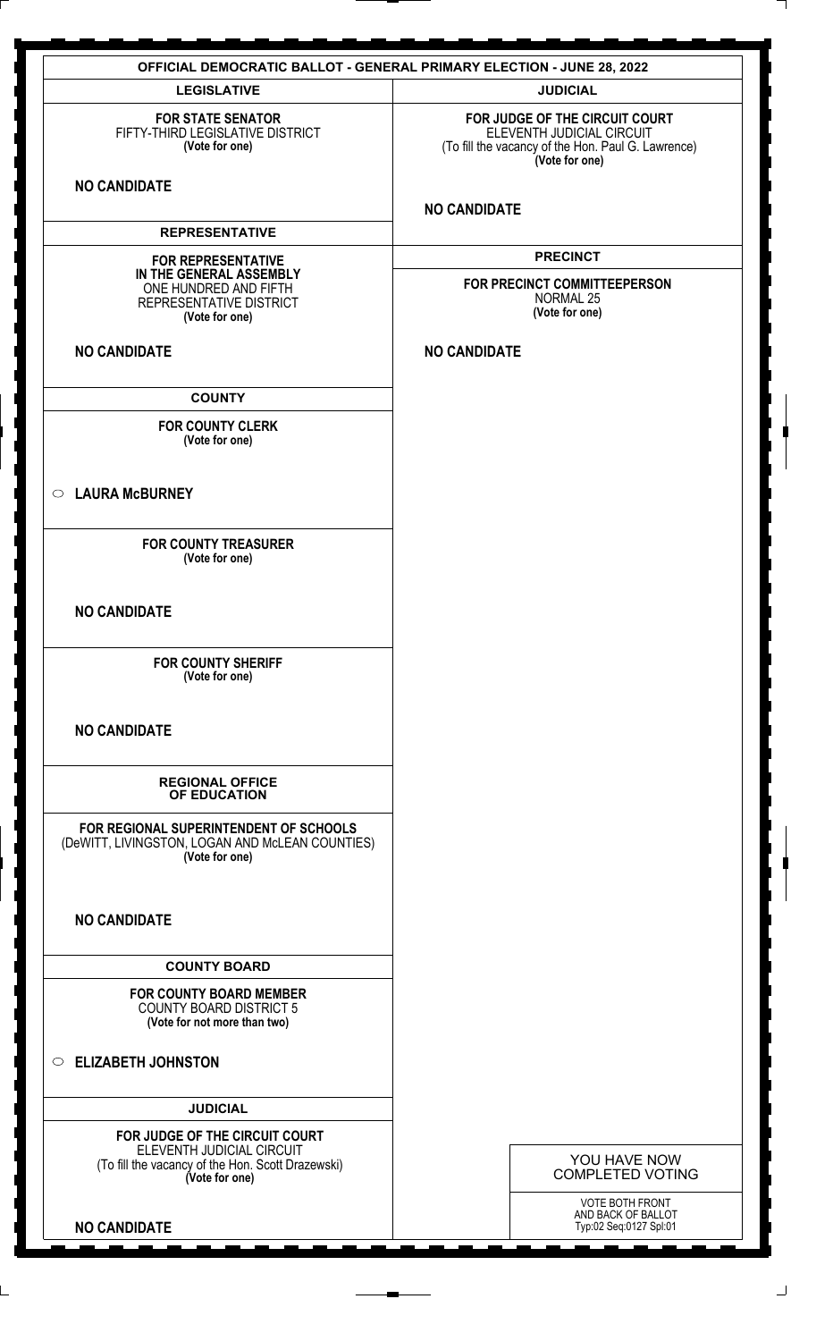# OFFICIAL DEMOCRATIC BALLOT - GENERAL PRIMARY ELECTION - JUNE 28, 2022

## LEGISLATIVE

**FOR STATE SENATOR**
FIFTY-THIRD LEGISLATIVE DISTRICT
**(Vote for one)**

**NO CANDIDATE**

## REPRESENTATIVE

**FOR REPRESENTATIVE IN THE GENERAL ASSEMBLY**
ONE HUNDRED AND FIFTH REPRESENTATIVE DISTRICT
**(Vote for one)**

**NO CANDIDATE**

## COUNTY

**FOR COUNTY CLERK**
**(Vote for one)**

○ **LAURA McBURNEY**

**FOR COUNTY TREASURER**
**(Vote for one)**

**NO CANDIDATE**

**FOR COUNTY SHERIFF**
**(Vote for one)**

**NO CANDIDATE**

## REGIONAL OFFICE OF EDUCATION

**FOR REGIONAL SUPERINTENDENT OF SCHOOLS**
(DeWITT, LIVINGSTON, LOGAN AND McLEAN COUNTIES)
**(Vote for one)**

**NO CANDIDATE**

## COUNTY BOARD

**FOR COUNTY BOARD MEMBER**
COUNTY BOARD DISTRICT 5
**(Vote for not more than two)**

○ **ELIZABETH JOHNSTON**

## JUDICIAL

**FOR JUDGE OF THE CIRCUIT COURT**
ELEVENTH JUDICIAL CIRCUIT
(To fill the vacancy of the Hon. Scott Drazewski)
**(Vote for one)**

**NO CANDIDATE**

## JUDICIAL

**FOR JUDGE OF THE CIRCUIT COURT**
ELEVENTH JUDICIAL CIRCUIT
(To fill the vacancy of the Hon. Paul G. Lawrence)
**(Vote for one)**

**NO CANDIDATE**

## PRECINCT

**FOR PRECINCT COMMITTEEPERSON**
NORMAL 25
**(Vote for one)**

**NO CANDIDATE**

YOU HAVE NOW COMPLETED VOTING

VOTE BOTH FRONT AND BACK OF BALLOT
Typ:02 Seq:0127 Spl:01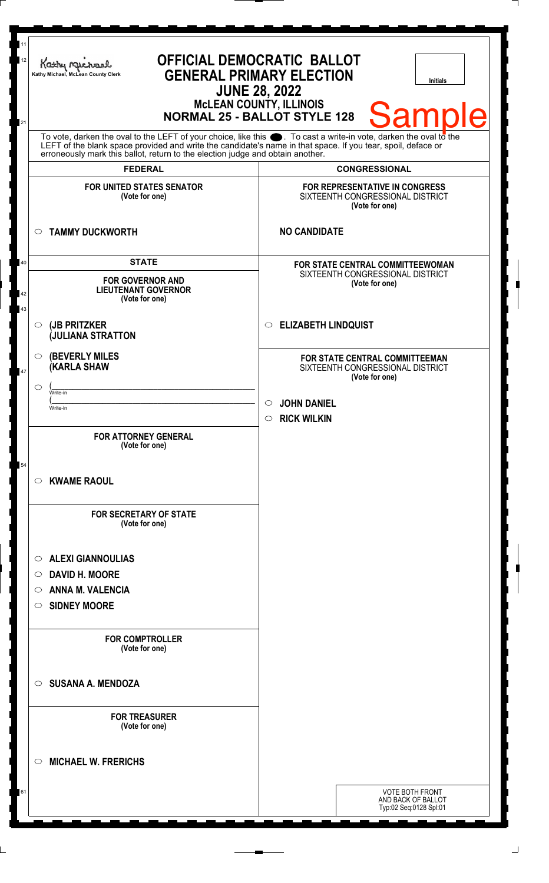Kathy Michael, McLean County Clerk

# OFFICIAL DEMOCRATIC BALLOT
## GENERAL PRIMARY ELECTION
## JUNE 28, 2022
### McLEAN COUNTY, ILLINOIS
### NORMAL 25 - BALLOT STYLE 128

Initials

Sample

To vote, darken the oval to the LEFT of your choice, like this ●. To cast a write-in vote, darken the oval to the LEFT of the blank space provided and write the candidate's name in that space. If you tear, spoil, deface or erroneously mark this ballot, return to the election judge and obtain another.

## FEDERAL

**FOR UNITED STATES SENATOR**
(Vote for one)

- ○ **TAMMY DUCKWORTH**

## STATE

**FOR GOVERNOR AND LIEUTENANT GOVERNOR**
(Vote for one)

- ○ **(JB PRITZKER**
  **(JULIANA STRATTON**
- ○ **(BEVERLY MILES**
  **(KARLA SHAW**
- ○ (\_\_\_\_\_\_\_\_\_\_\_\_\_\_\_\_\_\_\_\_
  Write-in
  (\_\_\_\_\_\_\_\_\_\_\_\_\_\_\_\_\_\_\_\_
  Write-in

**FOR ATTORNEY GENERAL**
(Vote for one)

- ○ **KWAME RAOUL**

**FOR SECRETARY OF STATE**
(Vote for one)

- ○ **ALEXI GIANNOULIAS**
- ○ **DAVID H. MOORE**
- ○ **ANNA M. VALENCIA**
- ○ **SIDNEY MOORE**

**FOR COMPTROLLER**
(Vote for one)

- ○ **SUSANA A. MENDOZA**

**FOR TREASURER**
(Vote for one)

- ○ **MICHAEL W. FRERICHS**

## CONGRESSIONAL

**FOR REPRESENTATIVE IN CONGRESS**
SIXTEENTH CONGRESSIONAL DISTRICT
(Vote for one)

**NO CANDIDATE**

**FOR STATE CENTRAL COMMITTEEWOMAN**
SIXTEENTH CONGRESSIONAL DISTRICT
(Vote for one)

- ○ **ELIZABETH LINDQUIST**

**FOR STATE CENTRAL COMMITTEEMAN**
SIXTEENTH CONGRESSIONAL DISTRICT
(Vote for one)

- ○ **JOHN DANIEL**
- ○ **RICK WILKIN**

VOTE BOTH FRONT
AND BACK OF BALLOT
Typ:02 Seq:0128 Spl:01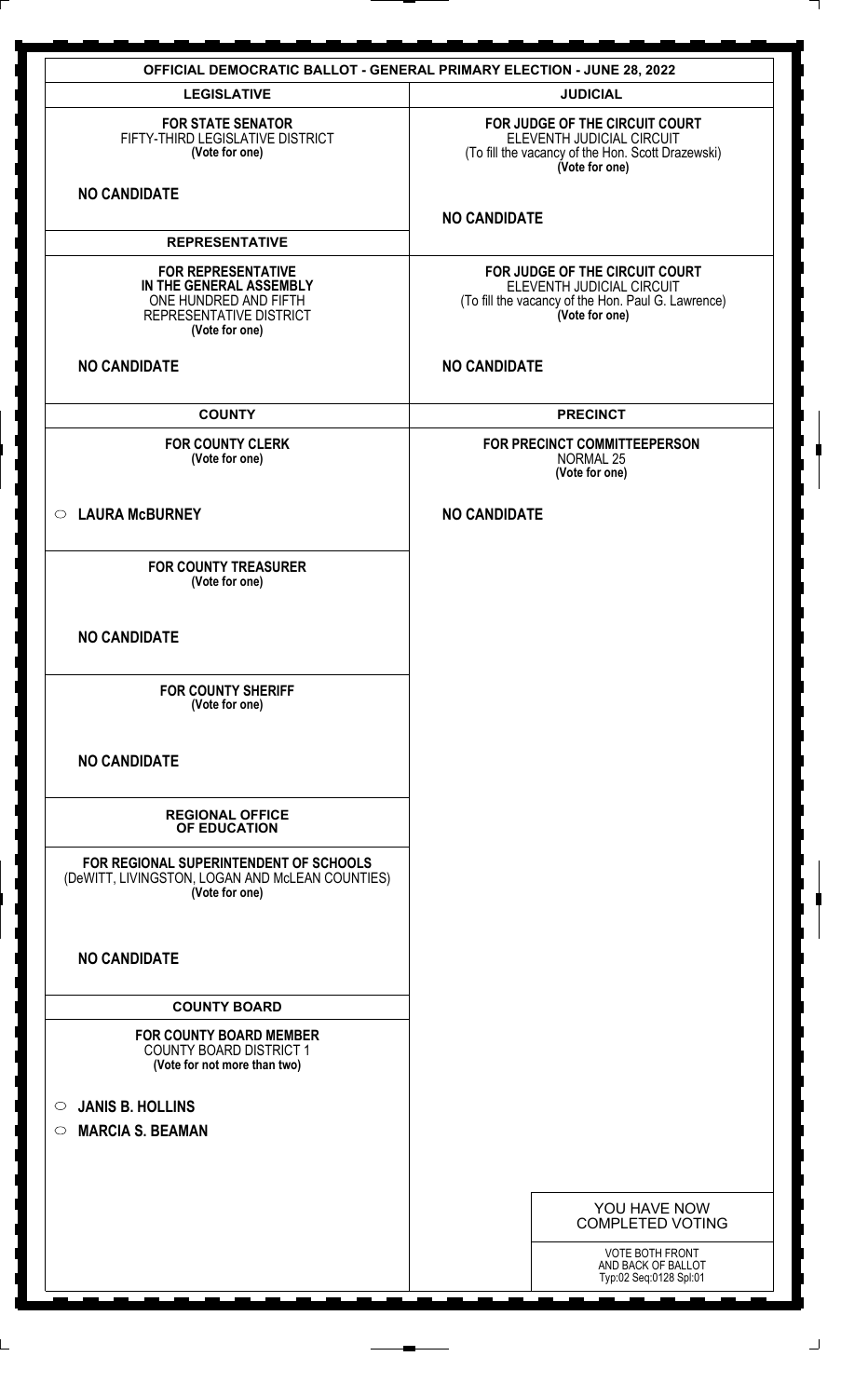# OFFICIAL DEMOCRATIC BALLOT - GENERAL PRIMARY ELECTION - JUNE 28, 2022

## LEGISLATIVE

**FOR STATE SENATOR**
FIFTY-THIRD LEGISLATIVE DISTRICT
**(Vote for one)**

**NO CANDIDATE**

## REPRESENTATIVE

**FOR REPRESENTATIVE IN THE GENERAL ASSEMBLY**
ONE HUNDRED AND FIFTH REPRESENTATIVE DISTRICT
**(Vote for one)**

**NO CANDIDATE**

## COUNTY

**FOR COUNTY CLERK**
**(Vote for one)**

○ **LAURA McBURNEY**

**FOR COUNTY TREASURER**
**(Vote for one)**

**NO CANDIDATE**

**FOR COUNTY SHERIFF**
**(Vote for one)**

**NO CANDIDATE**

## REGIONAL OFFICE OF EDUCATION

**FOR REGIONAL SUPERINTENDENT OF SCHOOLS**
(DeWITT, LIVINGSTON, LOGAN AND McLEAN COUNTIES)
**(Vote for one)**

**NO CANDIDATE**

## COUNTY BOARD

**FOR COUNTY BOARD MEMBER**
COUNTY BOARD DISTRICT 1
**(Vote for not more than two)**

○ **JANIS B. HOLLINS**

○ **MARCIA S. BEAMAN**

## JUDICIAL

**FOR JUDGE OF THE CIRCUIT COURT**
ELEVENTH JUDICIAL CIRCUIT
(To fill the vacancy of the Hon. Scott Drazewski)
**(Vote for one)**

**NO CANDIDATE**

**FOR JUDGE OF THE CIRCUIT COURT**
ELEVENTH JUDICIAL CIRCUIT
(To fill the vacancy of the Hon. Paul G. Lawrence)
**(Vote for one)**

**NO CANDIDATE**

## PRECINCT

**FOR PRECINCT COMMITTEEPERSON**
NORMAL 25
**(Vote for one)**

**NO CANDIDATE**

YOU HAVE NOW COMPLETED VOTING

VOTE BOTH FRONT AND BACK OF BALLOT
Typ:02 Seq:0128 Spl:01